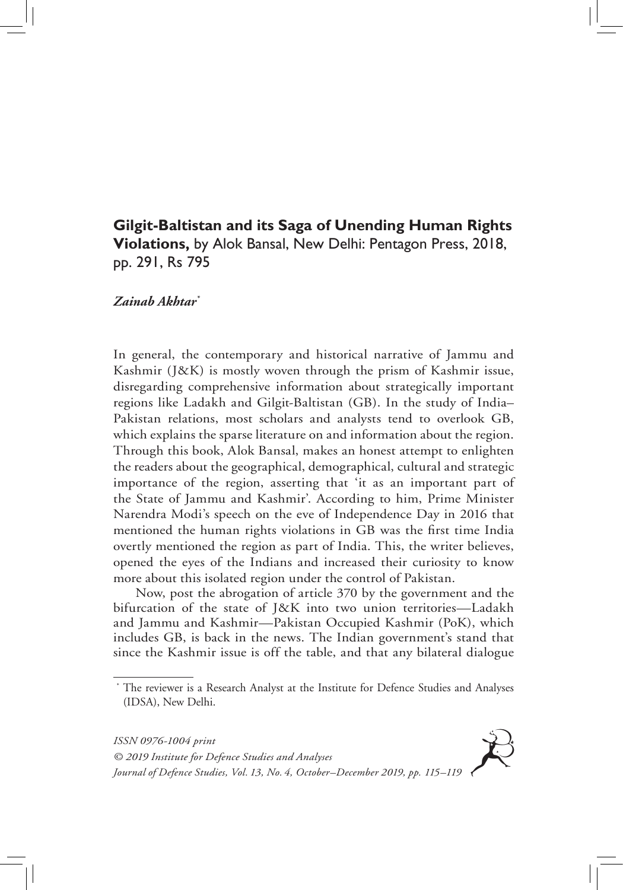**Gilgit-Baltistan and its Saga of Unending Human Rights Violations,** by Alok Bansal, New Delhi: Pentagon Press, 2018, pp. 291, Rs 795

***Zainab Akhtar****

In general, the contemporary and historical narrative of Jammu and Kashmir (J&K) is mostly woven through the prism of Kashmir issue, disregarding comprehensive information about strategically important regions like Ladakh and Gilgit-Baltistan (GB). In the study of India–Pakistan relations, most scholars and analysts tend to overlook GB, which explains the sparse literature on and information about the region. Through this book, Alok Bansal, makes an honest attempt to enlighten the readers about the geographical, demographical, cultural and strategic importance of the region, asserting that 'it as an important part of the State of Jammu and Kashmir'. According to him, Prime Minister Narendra Modi's speech on the eve of Independence Day in 2016 that mentioned the human rights violations in GB was the first time India overtly mentioned the region as part of India. This, the writer believes, opened the eyes of the Indians and increased their curiosity to know more about this isolated region under the control of Pakistan.

Now, post the abrogation of article 370 by the government and the bifurcation of the state of J&K into two union territories—Ladakh and Jammu and Kashmir—Pakistan Occupied Kashmir (PoK), which includes GB, is back in the news. The Indian government's stand that since the Kashmir issue is off the table, and that any bilateral dialogue

* The reviewer is a Research Analyst at the Institute for Defence Studies and Analyses (IDSA), New Delhi.

*ISSN 0976-1004 print*
*© 2019 Institute for Defence Studies and Analyses*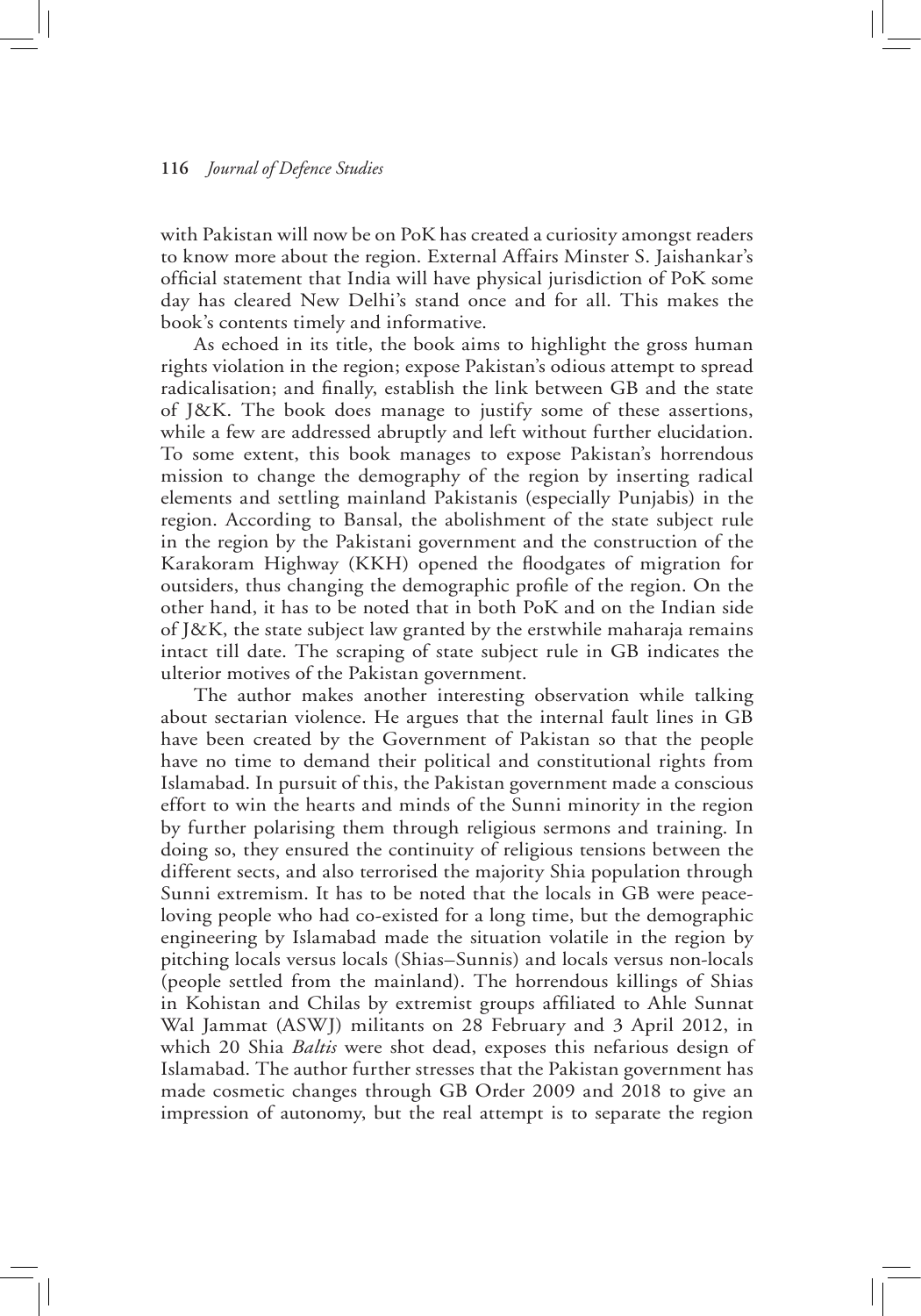with Pakistan will now be on PoK has created a curiosity amongst readers to know more about the region. External Affairs Minster S. Jaishankar's official statement that India will have physical jurisdiction of PoK some day has cleared New Delhi's stand once and for all. This makes the book's contents timely and informative.

As echoed in its title, the book aims to highlight the gross human rights violation in the region; expose Pakistan's odious attempt to spread radicalisation; and finally, establish the link between GB and the state of J&K. The book does manage to justify some of these assertions, while a few are addressed abruptly and left without further elucidation. To some extent, this book manages to expose Pakistan's horrendous mission to change the demography of the region by inserting radical elements and settling mainland Pakistanis (especially Punjabis) in the region. According to Bansal, the abolishment of the state subject rule in the region by the Pakistani government and the construction of the Karakoram Highway (KKH) opened the floodgates of migration for outsiders, thus changing the demographic profile of the region. On the other hand, it has to be noted that in both PoK and on the Indian side of J&K, the state subject law granted by the erstwhile maharaja remains intact till date. The scraping of state subject rule in GB indicates the ulterior motives of the Pakistan government.

The author makes another interesting observation while talking about sectarian violence. He argues that the internal fault lines in GB have been created by the Government of Pakistan so that the people have no time to demand their political and constitutional rights from Islamabad. In pursuit of this, the Pakistan government made a conscious effort to win the hearts and minds of the Sunni minority in the region by further polarising them through religious sermons and training. In doing so, they ensured the continuity of religious tensions between the different sects, and also terrorised the majority Shia population through Sunni extremism. It has to be noted that the locals in GB were peace-loving people who had co-existed for a long time, but the demographic engineering by Islamabad made the situation volatile in the region by pitching locals versus locals (Shias–Sunnis) and locals versus non-locals (people settled from the mainland). The horrendous killings of Shias in Kohistan and Chilas by extremist groups affiliated to Ahle Sunnat Wal Jammat (ASWJ) militants on 28 February and 3 April 2012, in which 20 Shia *Baltis* were shot dead, exposes this nefarious design of Islamabad. The author further stresses that the Pakistan government has made cosmetic changes through GB Order 2009 and 2018 to give an impression of autonomy, but the real attempt is to separate the region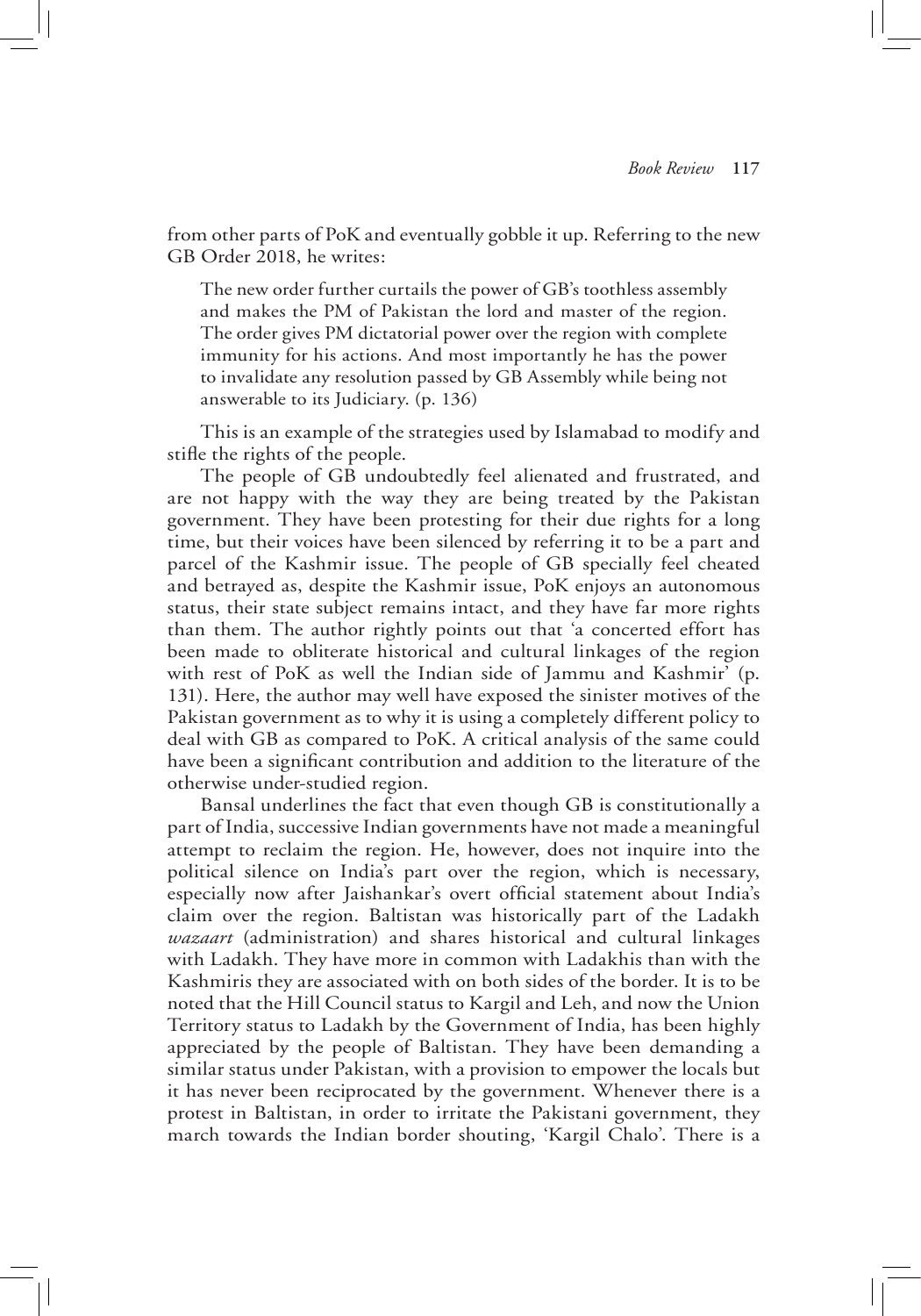from other parts of PoK and eventually gobble it up. Referring to the new GB Order 2018, he writes:

> The new order further curtails the power of GB's toothless assembly and makes the PM of Pakistan the lord and master of the region. The order gives PM dictatorial power over the region with complete immunity for his actions. And most importantly he has the power to invalidate any resolution passed by GB Assembly while being not answerable to its Judiciary. (p. 136)

This is an example of the strategies used by Islamabad to modify and stifle the rights of the people.

The people of GB undoubtedly feel alienated and frustrated, and are not happy with the way they are being treated by the Pakistan government. They have been protesting for their due rights for a long time, but their voices have been silenced by referring it to be a part and parcel of the Kashmir issue. The people of GB specially feel cheated and betrayed as, despite the Kashmir issue, PoK enjoys an autonomous status, their state subject remains intact, and they have far more rights than them. The author rightly points out that 'a concerted effort has been made to obliterate historical and cultural linkages of the region with rest of PoK as well the Indian side of Jammu and Kashmir' (p. 131). Here, the author may well have exposed the sinister motives of the Pakistan government as to why it is using a completely different policy to deal with GB as compared to PoK. A critical analysis of the same could have been a significant contribution and addition to the literature of the otherwise under-studied region.

Bansal underlines the fact that even though GB is constitutionally a part of India, successive Indian governments have not made a meaningful attempt to reclaim the region. He, however, does not inquire into the political silence on India's part over the region, which is necessary, especially now after Jaishankar's overt official statement about India's claim over the region. Baltistan was historically part of the Ladakh *wazaart* (administration) and shares historical and cultural linkages with Ladakh. They have more in common with Ladakhis than with the Kashmiris they are associated with on both sides of the border. It is to be noted that the Hill Council status to Kargil and Leh, and now the Union Territory status to Ladakh by the Government of India, has been highly appreciated by the people of Baltistan. They have been demanding a similar status under Pakistan, with a provision to empower the locals but it has never been reciprocated by the government. Whenever there is a protest in Baltistan, in order to irritate the Pakistani government, they march towards the Indian border shouting, 'Kargil Chalo'. There is a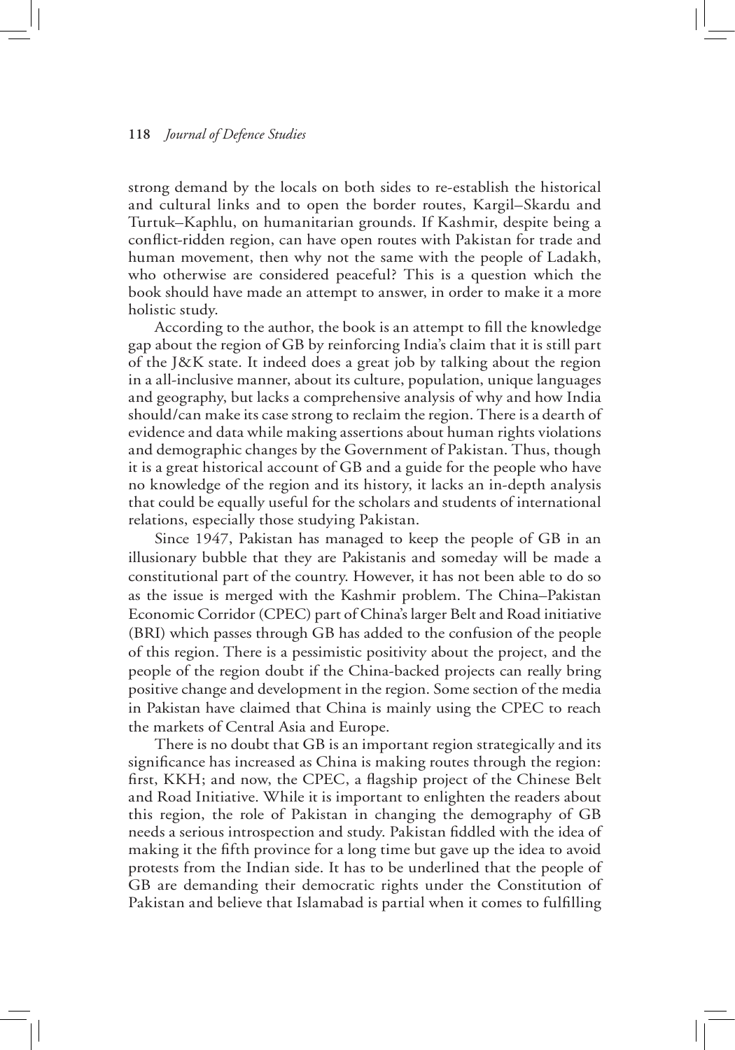strong demand by the locals on both sides to re-establish the historical and cultural links and to open the border routes, Kargil–Skardu and Turtuk–Kaphlu, on humanitarian grounds. If Kashmir, despite being a conflict-ridden region, can have open routes with Pakistan for trade and human movement, then why not the same with the people of Ladakh, who otherwise are considered peaceful? This is a question which the book should have made an attempt to answer, in order to make it a more holistic study.

According to the author, the book is an attempt to fill the knowledge gap about the region of GB by reinforcing India's claim that it is still part of the J&K state. It indeed does a great job by talking about the region in a all-inclusive manner, about its culture, population, unique languages and geography, but lacks a comprehensive analysis of why and how India should/can make its case strong to reclaim the region. There is a dearth of evidence and data while making assertions about human rights violations and demographic changes by the Government of Pakistan. Thus, though it is a great historical account of GB and a guide for the people who have no knowledge of the region and its history, it lacks an in-depth analysis that could be equally useful for the scholars and students of international relations, especially those studying Pakistan.

Since 1947, Pakistan has managed to keep the people of GB in an illusionary bubble that they are Pakistanis and someday will be made a constitutional part of the country. However, it has not been able to do so as the issue is merged with the Kashmir problem. The China–Pakistan Economic Corridor (CPEC) part of China's larger Belt and Road initiative (BRI) which passes through GB has added to the confusion of the people of this region. There is a pessimistic positivity about the project, and the people of the region doubt if the China-backed projects can really bring positive change and development in the region. Some section of the media in Pakistan have claimed that China is mainly using the CPEC to reach the markets of Central Asia and Europe.

There is no doubt that GB is an important region strategically and its significance has increased as China is making routes through the region: first, KKH; and now, the CPEC, a flagship project of the Chinese Belt and Road Initiative. While it is important to enlighten the readers about this region, the role of Pakistan in changing the demography of GB needs a serious introspection and study. Pakistan fiddled with the idea of making it the fifth province for a long time but gave up the idea to avoid protests from the Indian side. It has to be underlined that the people of GB are demanding their democratic rights under the Constitution of Pakistan and believe that Islamabad is partial when it comes to fulfilling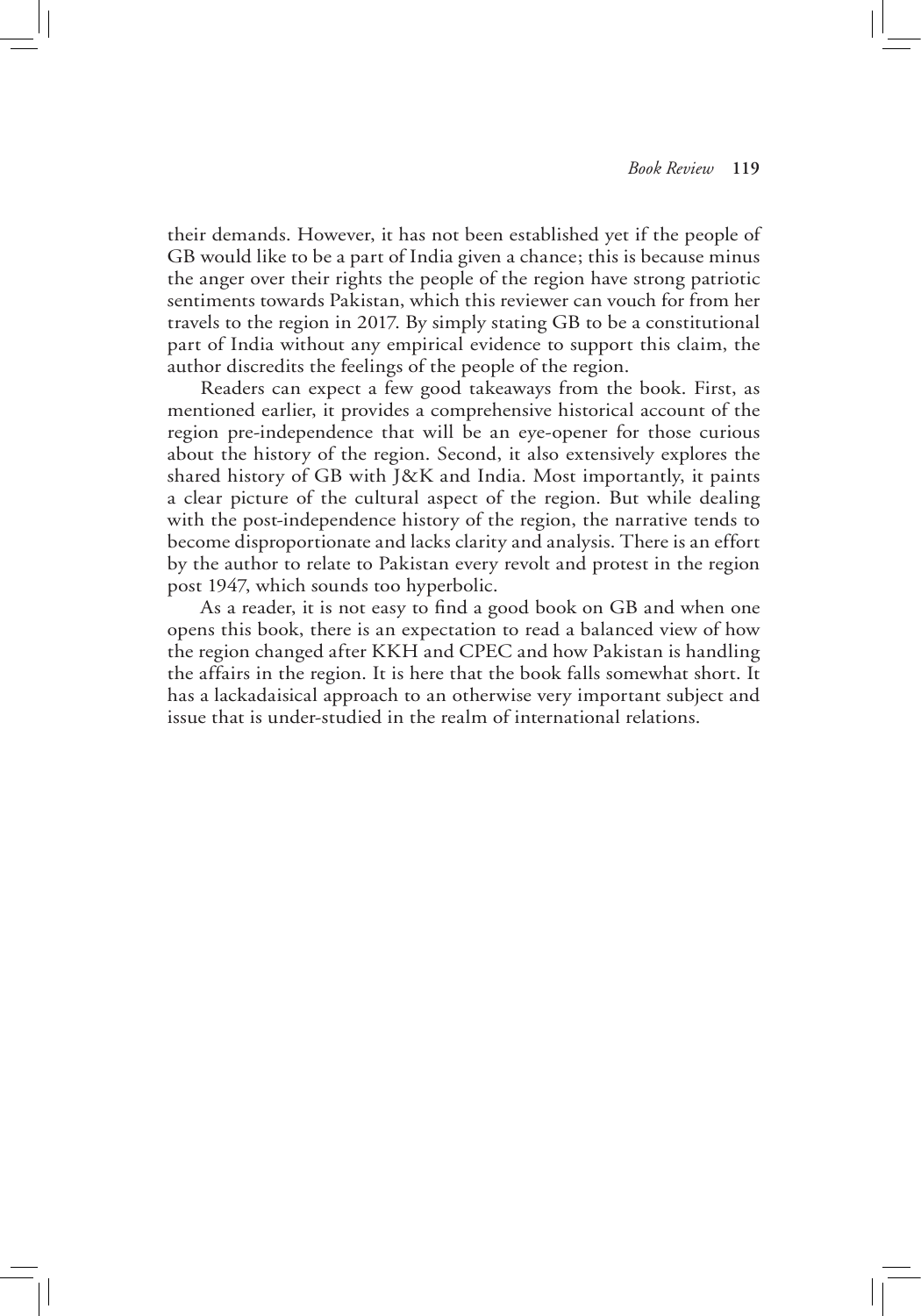their demands. However, it has not been established yet if the people of GB would like to be a part of India given a chance; this is because minus the anger over their rights the people of the region have strong patriotic sentiments towards Pakistan, which this reviewer can vouch for from her travels to the region in 2017. By simply stating GB to be a constitutional part of India without any empirical evidence to support this claim, the author discredits the feelings of the people of the region.

Readers can expect a few good takeaways from the book. First, as mentioned earlier, it provides a comprehensive historical account of the region pre-independence that will be an eye-opener for those curious about the history of the region. Second, it also extensively explores the shared history of GB with J&K and India. Most importantly, it paints a clear picture of the cultural aspect of the region. But while dealing with the post-independence history of the region, the narrative tends to become disproportionate and lacks clarity and analysis. There is an effort by the author to relate to Pakistan every revolt and protest in the region post 1947, which sounds too hyperbolic.

As a reader, it is not easy to find a good book on GB and when one opens this book, there is an expectation to read a balanced view of how the region changed after KKH and CPEC and how Pakistan is handling the affairs in the region. It is here that the book falls somewhat short. It has a lackadaisical approach to an otherwise very important subject and issue that is under-studied in the realm of international relations.